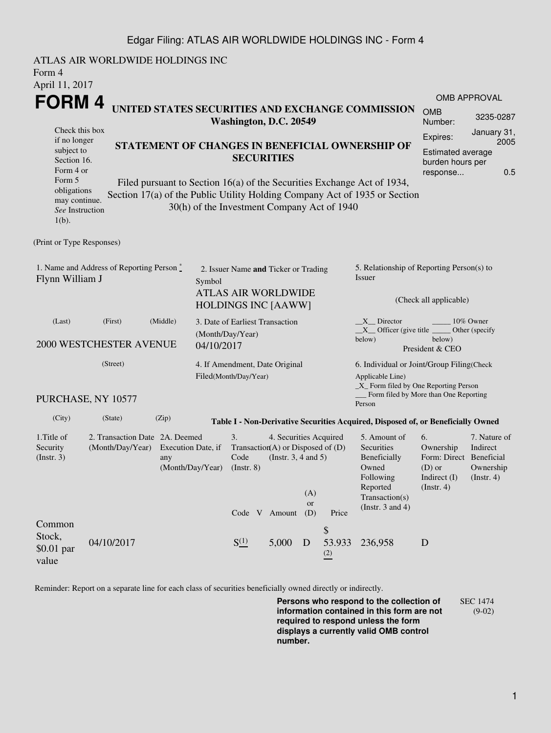Edgar Filing: ATLAS AIR WORLDWIDE HOLDINGS INC - Form 4

ATLAS AIR WORLDWIDE HOLDINGS INC
Form 4
April 11, 2017

# FORM 4

## UNITED STATES SECURITIES AND EXCHANGE COMMISSION
Washington, D.C. 20549

OMB APPROVAL

| | |
|---|---|
| OMB Number: | 3235-0287 |
| Expires: | January 31, 2005 |
| Estimated average burden hours per response... | 0.5 |

Check this box if no longer subject to Section 16. Form 4 or Form 5 obligations may continue. *See* Instruction 1(b).

## STATEMENT OF CHANGES IN BENEFICIAL OWNERSHIP OF SECURITIES

Filed pursuant to Section 16(a) of the Securities Exchange Act of 1934, Section 17(a) of the Public Utility Holding Company Act of 1935 or Section 30(h) of the Investment Company Act of 1940

(Print or Type Responses)

1. Name and Address of Reporting Person *
Flynn William J

(Last) (First) (Middle)

2000 WESTCHESTER AVENUE

(Street)

PURCHASE, NY 10577

(City) (State) (Zip)

2. Issuer Name **and** Ticker or Trading Symbol
ATLAS AIR WORLDWIDE HOLDINGS INC [AAWW]

3. Date of Earliest Transaction (Month/Day/Year)
04/10/2017

4. If Amendment, Date Original Filed(Month/Day/Year)

5. Relationship of Reporting Person(s) to Issuer

(Check all applicable)

\_\_X\_\_ Director \_\_\_\_\_ 10% Owner
\_\_X\_\_ Officer (give title below) \_\_\_\_\_ Other (specify below)
President & CEO

6. Individual or Joint/Group Filing(Check Applicable Line)
\_X\_ Form filed by One Reporting Person
\_\_\_ Form filed by More than One Reporting Person

**Table I - Non-Derivative Securities Acquired, Disposed of, or Beneficially Owned**

| 1.Title of Security (Instr. 3) | 2. Transaction Date (Month/Day/Year) | 2A. Deemed Execution Date, if any (Month/Day/Year) | 3. Transaction Code (Instr. 8) | | 4. Securities Acquired (A) or Disposed of (D) (Instr. 3, 4 and 5) | | | 5. Amount of Securities Beneficially Owned Following Reported Transaction(s) (Instr. 3 and 4) | 6. Ownership Form: Direct (D) or Indirect (I) (Instr. 4) | 7. Nature of Indirect Beneficial Ownership (Instr. 4) |
|---|---|---|---|---|---|---|---|---|---|---|
| | | | Code | V | Amount | (A) or (D) | Price | | | |
| Common Stock, $0.01 par value | 04/10/2017 | | S [(1)] | | 5,000 | D | $ 53.933 [(2)] | 236,958 | D | |

Reminder: Report on a separate line for each class of securities beneficially owned directly or indirectly.

**Persons who respond to the collection of information contained in this form are not required to respond unless the form displays a currently valid OMB control number.**

SEC 1474 (9-02)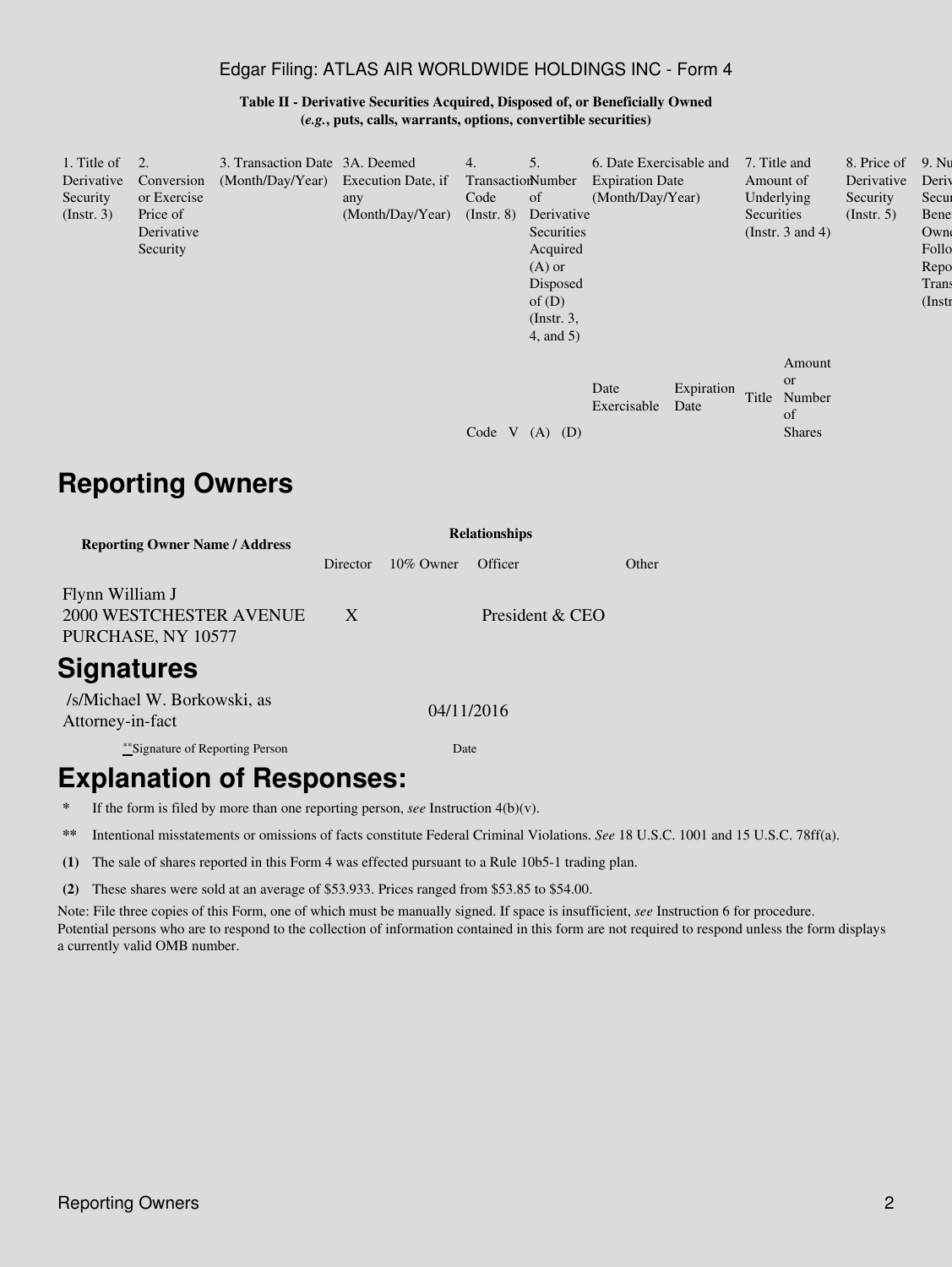Edgar Filing: ATLAS AIR WORLDWIDE HOLDINGS INC - Form 4

**Table II - Derivative Securities Acquired, Disposed of, or Beneficially Owned (*e.g.*, puts, calls, warrants, options, convertible securities)**

| 1. Title of Derivative Security (Instr. 3) | 2. Conversion or Exercise Price of Derivative Security | 3. Transaction Date (Month/Day/Year) | 3A. Deemed Execution Date, if any (Month/Day/Year) | 4. Transaction Code (Instr. 8) | | 5. Number of Derivative Securities Acquired (A) or Disposed of (D) (Instr. 3, 4, and 5) | | 6. Date Exercisable and Expiration Date (Month/Day/Year) | | 7. Title and Amount of Underlying Securities (Instr. 3 and 4) | | 8. Price of Derivative Security (Instr. 5) | 9. Nu Deriv Secur Bene Owne Follo Repo Trans (Instr |
|---|---|---|---|---|---|---|---|---|---|---|---|---|---|
| | | | | Code | V | (A) | (D) | Date Exercisable | Expiration Date | Title | Amount or Number of Shares | | |

# Reporting Owners

| Reporting Owner Name / Address | Relationships | | | |
|---|---|---|---|---|
| | Director | 10% Owner | Officer | Other |
| Flynn William J<br>2000 WESTCHESTER AVENUE<br>PURCHASE, NY 10577 | X | | President & CEO | |

# Signatures

| | |
|---|---|
| /s/Michael W. Borkowski, as Attorney-in-fact | 04/11/2016 |
| **Signature of Reporting Person | Date |

# Explanation of Responses:

\* If the form is filed by more than one reporting person, *see* Instruction 4(b)(v).

** Intentional misstatements or omissions of facts constitute Federal Criminal Violations. *See* 18 U.S.C. 1001 and 15 U.S.C. 78ff(a).

**(1)** The sale of shares reported in this Form 4 was effected pursuant to a Rule 10b5-1 trading plan.

**(2)** These shares were sold at an average of $53.933. Prices ranged from $53.85 to $54.00.

Note: File three copies of this Form, one of which must be manually signed. If space is insufficient, *see* Instruction 6 for procedure.
Potential persons who are to respond to the collection of information contained in this form are not required to respond unless the form displays a currently valid OMB number.